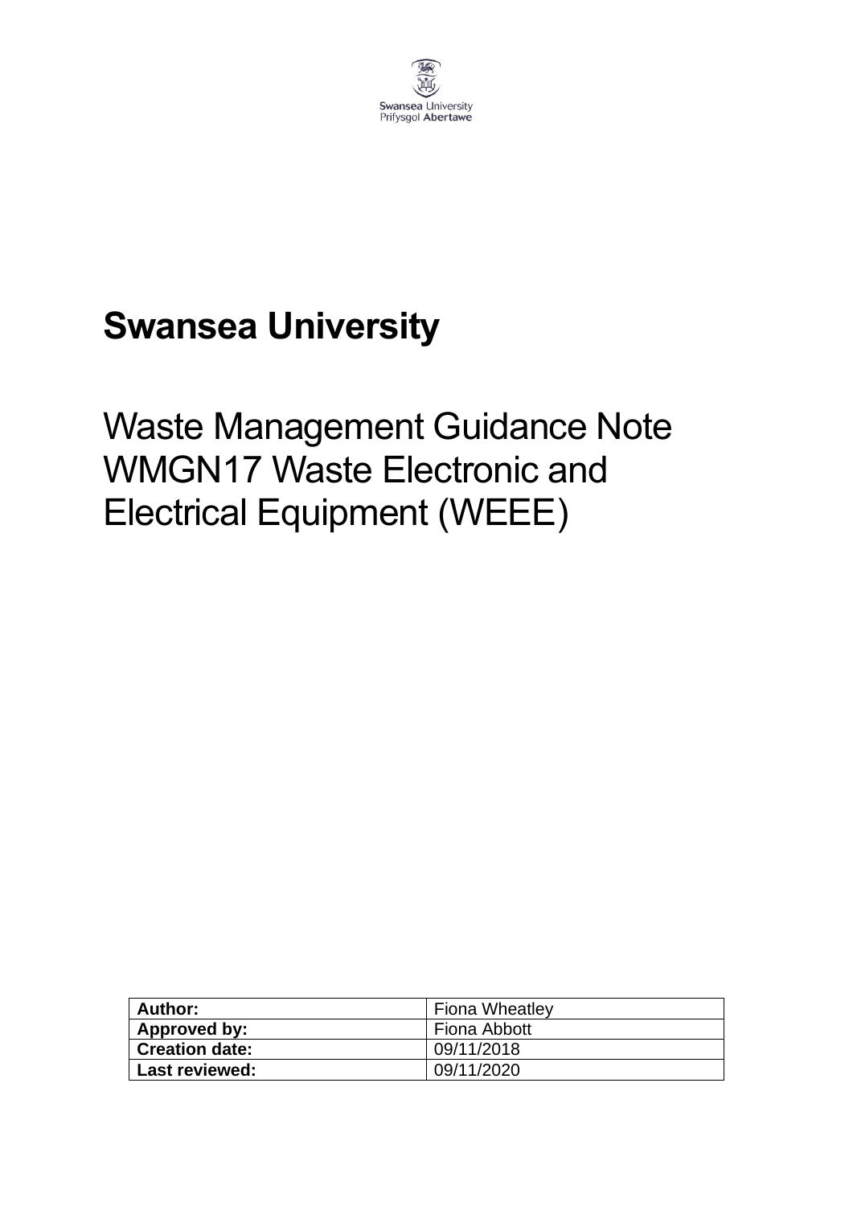Swansea University
Prifysgol Abertawe

# Swansea University

## Waste Management Guidance Note WMGN17 Waste Electronic and Electrical Equipment (WEEE)

| | |
|---|---|
| **Author:** | Fiona Wheatley |
| **Approved by:** | Fiona Abbott |
| **Creation date:** | 09/11/2018 |
| **Last reviewed:** | 09/11/2020 |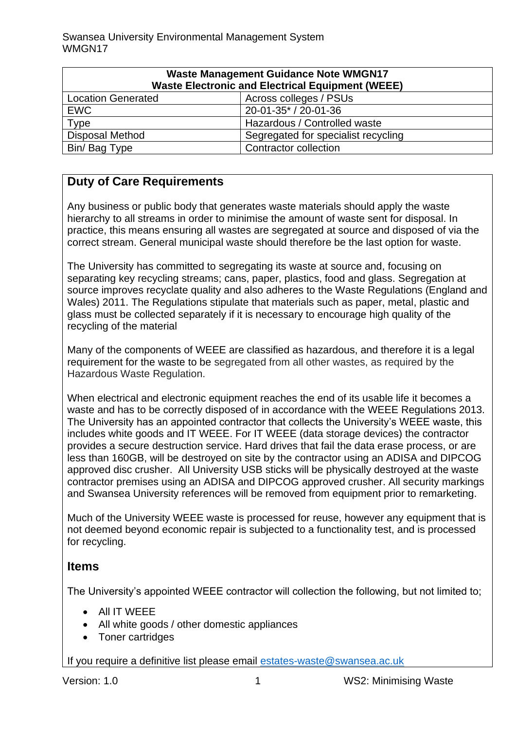| Waste Management Guidance Note WMGN17<br>Waste Electronic and Electrical Equipment (WEEE) | |
|---|---|
| Location Generated | Across colleges / PSUs |
| EWC | 20-01-35* / 20-01-36 |
| Type | Hazardous / Controlled waste |
| Disposal Method | Segregated for specialist recycling |
| Bin/ Bag Type | Contractor collection |

## Duty of Care Requirements

Any business or public body that generates waste materials should apply the waste hierarchy to all streams in order to minimise the amount of waste sent for disposal. In practice, this means ensuring all wastes are segregated at source and disposed of via the correct stream. General municipal waste should therefore be the last option for waste.

The University has committed to segregating its waste at source and, focusing on separating key recycling streams; cans, paper, plastics, food and glass. Segregation at source improves recyclate quality and also adheres to the Waste Regulations (England and Wales) 2011. The Regulations stipulate that materials such as paper, metal, plastic and glass must be collected separately if it is necessary to encourage high quality of the recycling of the material

Many of the components of WEEE are classified as hazardous, and therefore it is a legal requirement for the waste to be segregated from all other wastes, as required by the Hazardous Waste Regulation.

When electrical and electronic equipment reaches the end of its usable life it becomes a waste and has to be correctly disposed of in accordance with the WEEE Regulations 2013. The University has an appointed contractor that collects the University's WEEE waste, this includes white goods and IT WEEE. For IT WEEE (data storage devices) the contractor provides a secure destruction service. Hard drives that fail the data erase process, or are less than 160GB, will be destroyed on site by the contractor using an ADISA and DIPCOG approved disc crusher. All University USB sticks will be physically destroyed at the waste contractor premises using an ADISA and DIPCOG approved crusher. All security markings and Swansea University references will be removed from equipment prior to remarketing.

Much of the University WEEE waste is processed for reuse, however any equipment that is not deemed beyond economic repair is subjected to a functionality test, and is processed for recycling.

## Items

The University's appointed WEEE contractor will collection the following, but not limited to;

- All IT WEEE
- All white goods / other domestic appliances
- Toner cartridges

If you require a definitive list please email estates-waste@swansea.ac.uk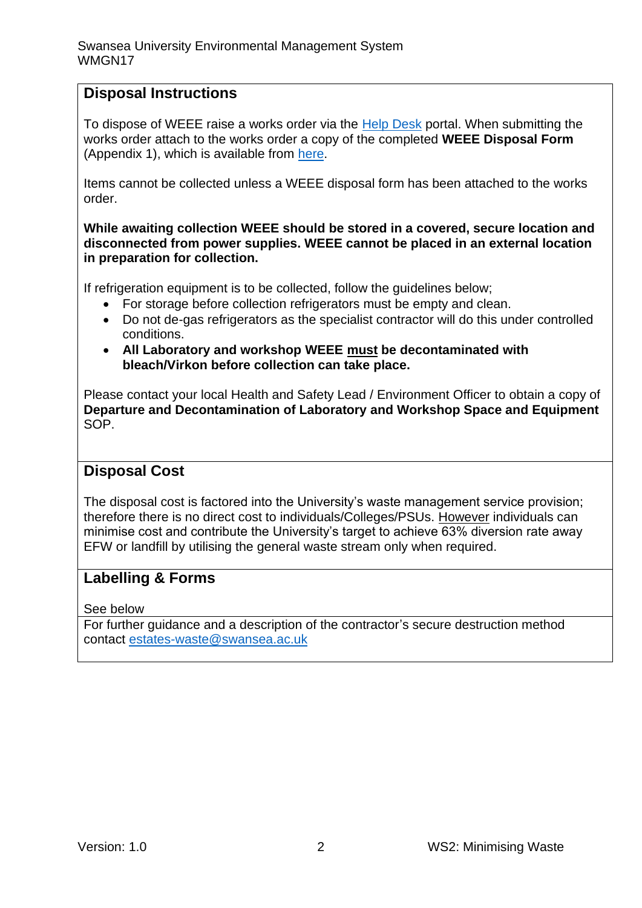## Disposal Instructions

To dispose of WEEE raise a works order via the Help Desk portal. When submitting the works order attach to the works order a copy of the completed **WEEE Disposal Form** (Appendix 1), which is available from here.

Items cannot be collected unless a WEEE disposal form has been attached to the works order.

**While awaiting collection WEEE should be stored in a covered, secure location and disconnected from power supplies. WEEE cannot be placed in an external location in preparation for collection.**

If refrigeration equipment is to be collected, follow the guidelines below;

- For storage before collection refrigerators must be empty and clean.
- Do not de-gas refrigerators as the specialist contractor will do this under controlled conditions.
- **All Laboratory and workshop WEEE must be decontaminated with bleach/Virkon before collection can take place.**

Please contact your local Health and Safety Lead / Environment Officer to obtain a copy of **Departure and Decontamination of Laboratory and Workshop Space and Equipment** SOP.

## Disposal Cost

The disposal cost is factored into the University's waste management service provision; therefore there is no direct cost to individuals/Colleges/PSUs. However individuals can minimise cost and contribute the University's target to achieve 63% diversion rate away EFW or landfill by utilising the general waste stream only when required.

## Labelling & Forms

See below

For further guidance and a description of the contractor's secure destruction method contact estates-waste@swansea.ac.uk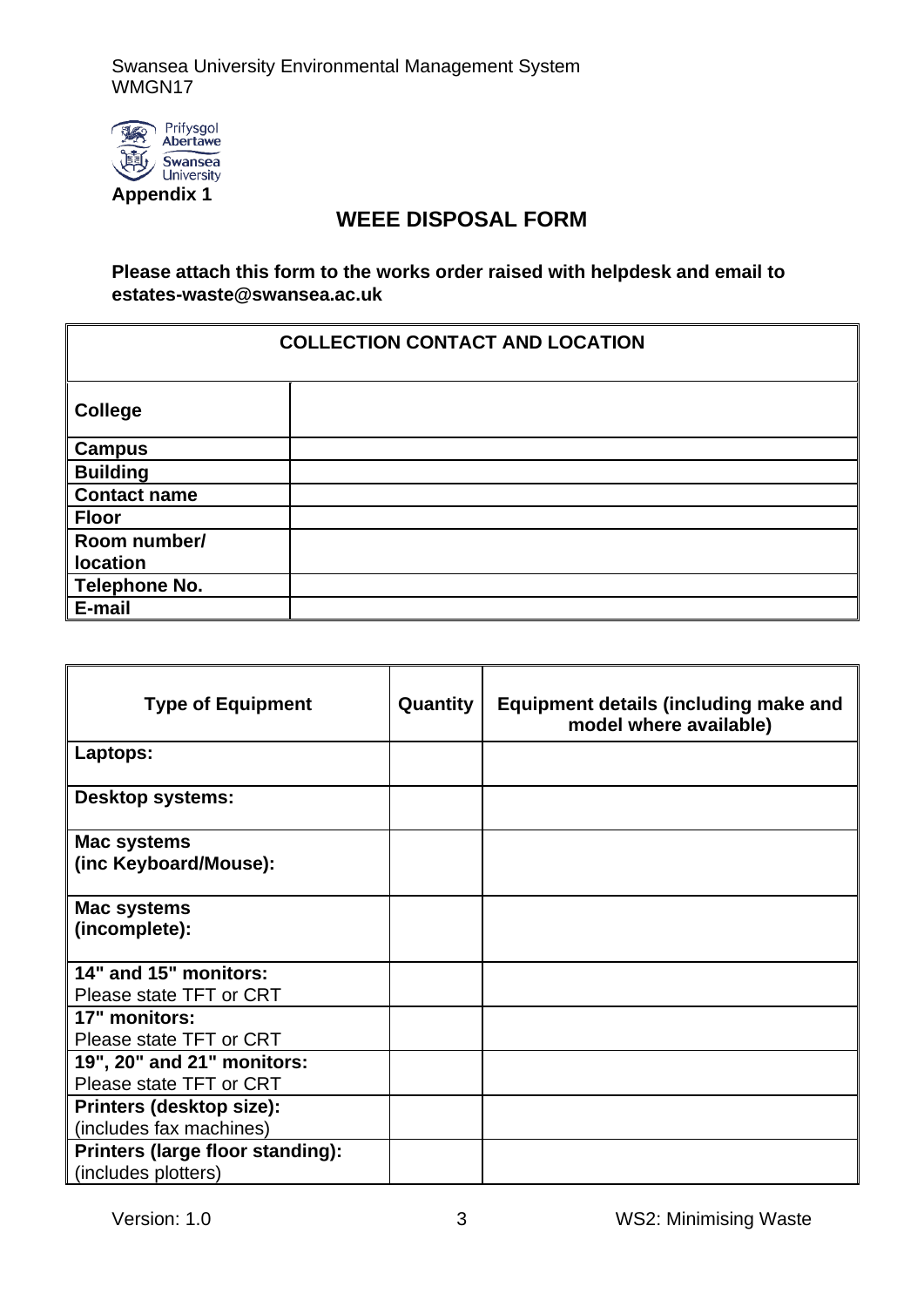Appendix 1

# WEEE DISPOSAL FORM

**Please attach this form to the works order raised with helpdesk and email to estates-waste@swansea.ac.uk**

| COLLECTION CONTACT AND LOCATION | |
|---|---|
| **College** | |
| **Campus** | |
| **Building** | |
| **Contact name** | |
| **Floor** | |
| **Room number/ location** | |
| **Telephone No.** | |
| **E-mail** | |

| Type of Equipment | Quantity | Equipment details (including make and model where available) |
|---|---|---|
| **Laptops:** | | |
| **Desktop systems:** | | |
| **Mac systems (inc Keyboard/Mouse):** | | |
| **Mac systems (incomplete):** | | |
| **14" and 15" monitors:** Please state TFT or CRT | | |
| **17" monitors:** Please state TFT or CRT | | |
| **19", 20" and 21" monitors:** Please state TFT or CRT | | |
| **Printers (desktop size):** (includes fax machines) | | |
| **Printers (large floor standing):** (includes plotters) | | |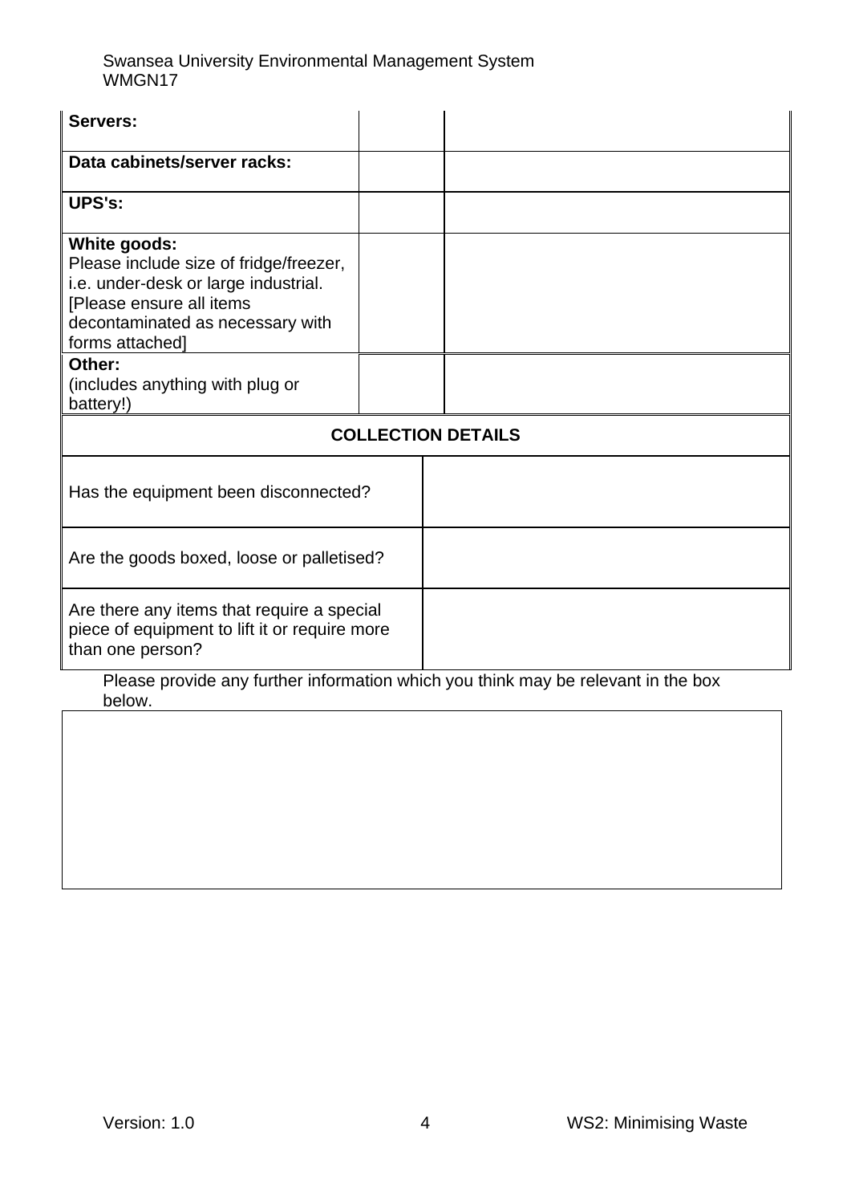| | | |
|---|---|---|
| **Servers:** | | |
| **Data cabinets/server racks:** | | |
| **UPS's:** | | |
| **White goods:** Please include size of fridge/freezer, i.e. under-desk or large industrial. [Please ensure all items decontaminated as necessary with forms attached] | | |
| **Other:** (includes anything with plug or battery!) | | |

| **COLLECTION DETAILS** | |
|---|---|
| Has the equipment been disconnected? | |
| Are the goods boxed, loose or palletised? | |
| Are there any items that require a special piece of equipment to lift it or require more than one person? | |

Please provide any further information which you think may be relevant in the box below.

| |
|---|
| |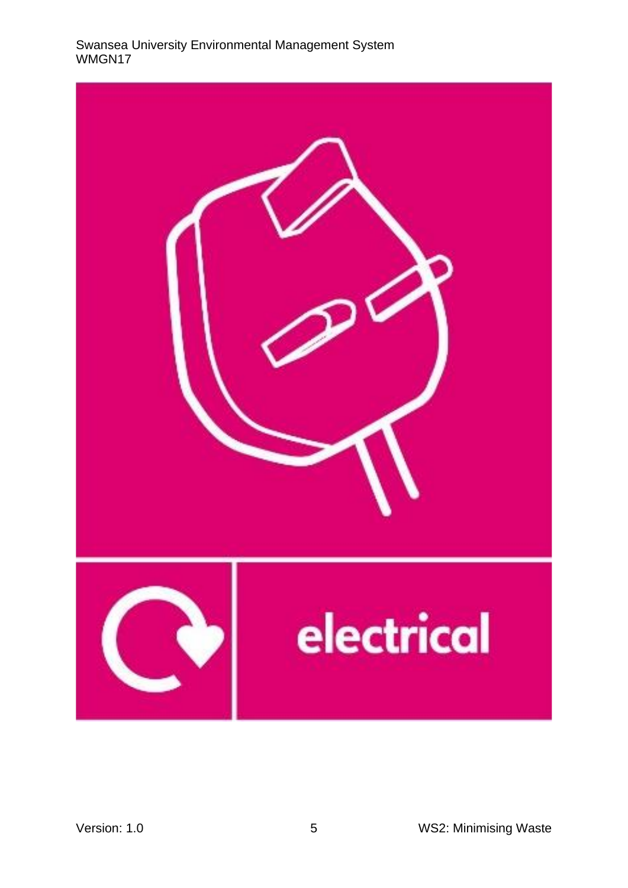electrical